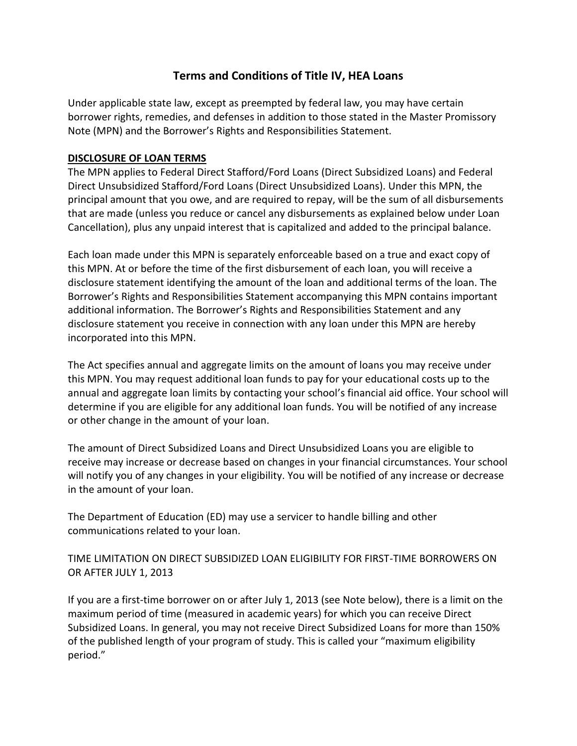# Terms and Conditions of Title IV, HEA Loans

Under applicable state law, except as preempted by federal law, you may have certain borrower rights, remedies, and defenses in addition to those stated in the Master Promissory Note (MPN) and the Borrower's Rights and Responsibilities Statement.

## DISCLOSURE OF LOAN TERMS

The MPN applies to Federal Direct Stafford/Ford Loans (Direct Subsidized Loans) and Federal Direct Unsubsidized Stafford/Ford Loans (Direct Unsubsidized Loans). Under this MPN, the principal amount that you owe, and are required to repay, will be the sum of all disbursements that are made (unless you reduce or cancel any disbursements as explained below under Loan Cancellation), plus any unpaid interest that is capitalized and added to the principal balance.

Each loan made under this MPN is separately enforceable based on a true and exact copy of this MPN. At or before the time of the first disbursement of each loan, you will receive a disclosure statement identifying the amount of the loan and additional terms of the loan. The Borrower's Rights and Responsibilities Statement accompanying this MPN contains important additional information. The Borrower's Rights and Responsibilities Statement and any disclosure statement you receive in connection with any loan under this MPN are hereby incorporated into this MPN.

The Act specifies annual and aggregate limits on the amount of loans you may receive under this MPN. You may request additional loan funds to pay for your educational costs up to the annual and aggregate loan limits by contacting your school's financial aid office. Your school will determine if you are eligible for any additional loan funds. You will be notified of any increase or other change in the amount of your loan.

The amount of Direct Subsidized Loans and Direct Unsubsidized Loans you are eligible to receive may increase or decrease based on changes in your financial circumstances. Your school will notify you of any changes in your eligibility. You will be notified of any increase or decrease in the amount of your loan.

The Department of Education (ED) may use a servicer to handle billing and other communications related to your loan.

TIME LIMITATION ON DIRECT SUBSIDIZED LOAN ELIGIBILITY FOR FIRST-TIME BORROWERS ON OR AFTER JULY 1, 2013

If you are a first-time borrower on or after July 1, 2013 (see Note below), there is a limit on the maximum period of time (measured in academic years) for which you can receive Direct Subsidized Loans. In general, you may not receive Direct Subsidized Loans for more than 150% of the published length of your program of study. This is called your "maximum eligibility period."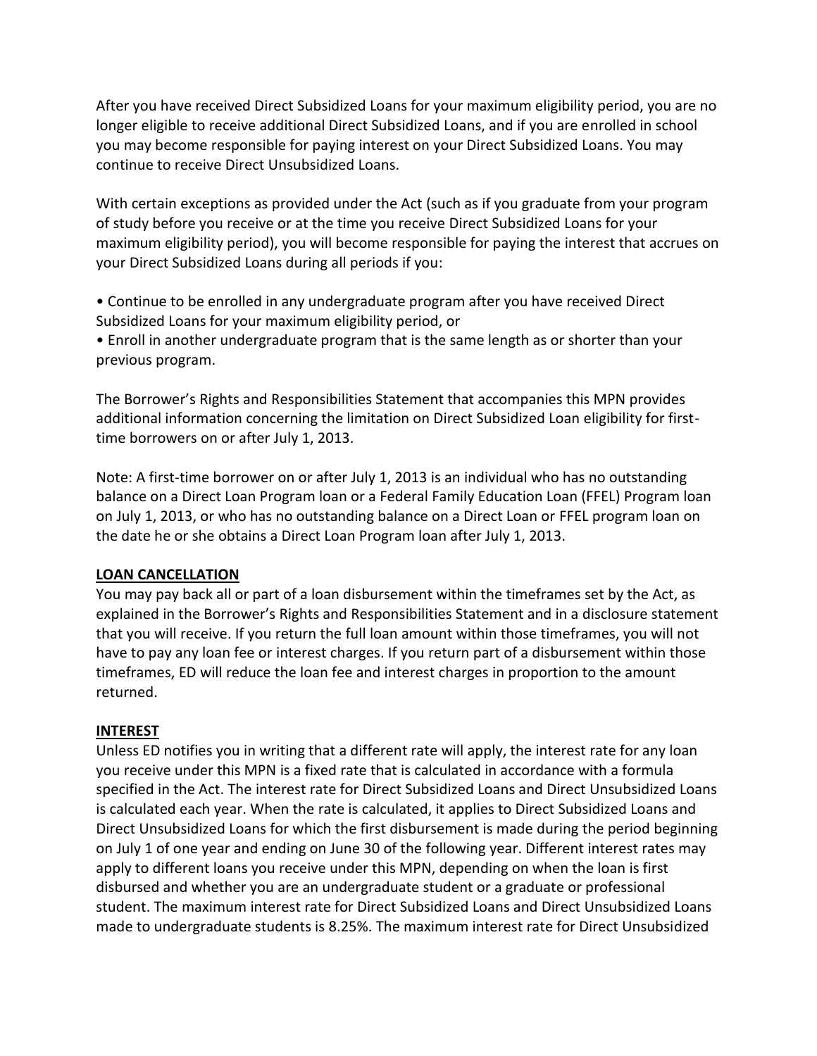After you have received Direct Subsidized Loans for your maximum eligibility period, you are no longer eligible to receive additional Direct Subsidized Loans, and if you are enrolled in school you may become responsible for paying interest on your Direct Subsidized Loans. You may continue to receive Direct Unsubsidized Loans.

With certain exceptions as provided under the Act (such as if you graduate from your program of study before you receive or at the time you receive Direct Subsidized Loans for your maximum eligibility period), you will become responsible for paying the interest that accrues on your Direct Subsidized Loans during all periods if you:

- Continue to be enrolled in any undergraduate program after you have received Direct Subsidized Loans for your maximum eligibility period, or
- Enroll in another undergraduate program that is the same length as or shorter than your previous program.

The Borrower's Rights and Responsibilities Statement that accompanies this MPN provides additional information concerning the limitation on Direct Subsidized Loan eligibility for first-time borrowers on or after July 1, 2013.

Note: A first-time borrower on or after July 1, 2013 is an individual who has no outstanding balance on a Direct Loan Program loan or a Federal Family Education Loan (FFEL) Program loan on July 1, 2013, or who has no outstanding balance on a Direct Loan or FFEL program loan on the date he or she obtains a Direct Loan Program loan after July 1, 2013.

**LOAN CANCELLATION**

You may pay back all or part of a loan disbursement within the timeframes set by the Act, as explained in the Borrower's Rights and Responsibilities Statement and in a disclosure statement that you will receive. If you return the full loan amount within those timeframes, you will not have to pay any loan fee or interest charges. If you return part of a disbursement within those timeframes, ED will reduce the loan fee and interest charges in proportion to the amount returned.

**INTEREST**

Unless ED notifies you in writing that a different rate will apply, the interest rate for any loan you receive under this MPN is a fixed rate that is calculated in accordance with a formula specified in the Act. The interest rate for Direct Subsidized Loans and Direct Unsubsidized Loans is calculated each year. When the rate is calculated, it applies to Direct Subsidized Loans and Direct Unsubsidized Loans for which the first disbursement is made during the period beginning on July 1 of one year and ending on June 30 of the following year. Different interest rates may apply to different loans you receive under this MPN, depending on when the loan is first disbursed and whether you are an undergraduate student or a graduate or professional student. The maximum interest rate for Direct Subsidized Loans and Direct Unsubsidized Loans made to undergraduate students is 8.25%. The maximum interest rate for Direct Unsubsidized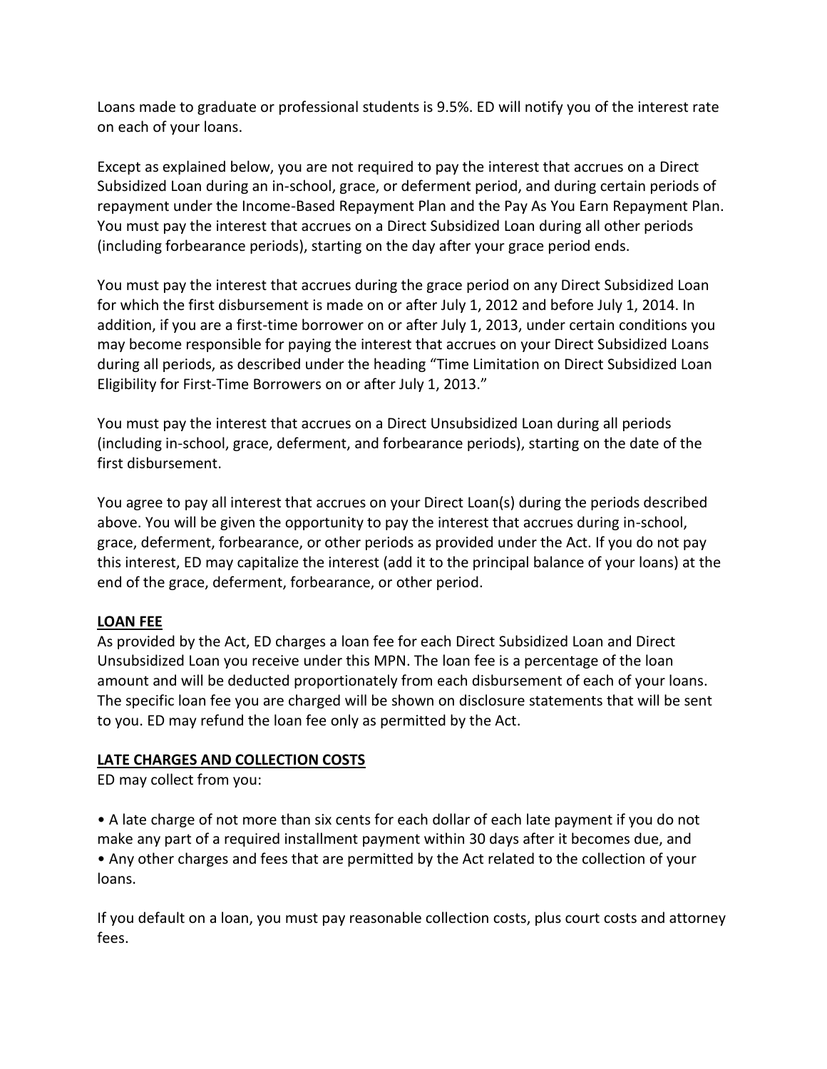Loans made to graduate or professional students is 9.5%. ED will notify you of the interest rate on each of your loans.

Except as explained below, you are not required to pay the interest that accrues on a Direct Subsidized Loan during an in-school, grace, or deferment period, and during certain periods of repayment under the Income-Based Repayment Plan and the Pay As You Earn Repayment Plan. You must pay the interest that accrues on a Direct Subsidized Loan during all other periods (including forbearance periods), starting on the day after your grace period ends.

You must pay the interest that accrues during the grace period on any Direct Subsidized Loan for which the first disbursement is made on or after July 1, 2012 and before July 1, 2014. In addition, if you are a first-time borrower on or after July 1, 2013, under certain conditions you may become responsible for paying the interest that accrues on your Direct Subsidized Loans during all periods, as described under the heading "Time Limitation on Direct Subsidized Loan Eligibility for First-Time Borrowers on or after July 1, 2013."

You must pay the interest that accrues on a Direct Unsubsidized Loan during all periods (including in-school, grace, deferment, and forbearance periods), starting on the date of the first disbursement.

You agree to pay all interest that accrues on your Direct Loan(s) during the periods described above. You will be given the opportunity to pay the interest that accrues during in-school, grace, deferment, forbearance, or other periods as provided under the Act. If you do not pay this interest, ED may capitalize the interest (add it to the principal balance of your loans) at the end of the grace, deferment, forbearance, or other period.

**LOAN FEE**

As provided by the Act, ED charges a loan fee for each Direct Subsidized Loan and Direct Unsubsidized Loan you receive under this MPN. The loan fee is a percentage of the loan amount and will be deducted proportionately from each disbursement of each of your loans. The specific loan fee you are charged will be shown on disclosure statements that will be sent to you. ED may refund the loan fee only as permitted by the Act.

**LATE CHARGES AND COLLECTION COSTS**

ED may collect from you:

- A late charge of not more than six cents for each dollar of each late payment if you do not make any part of a required installment payment within 30 days after it becomes due, and
- Any other charges and fees that are permitted by the Act related to the collection of your loans.

If you default on a loan, you must pay reasonable collection costs, plus court costs and attorney fees.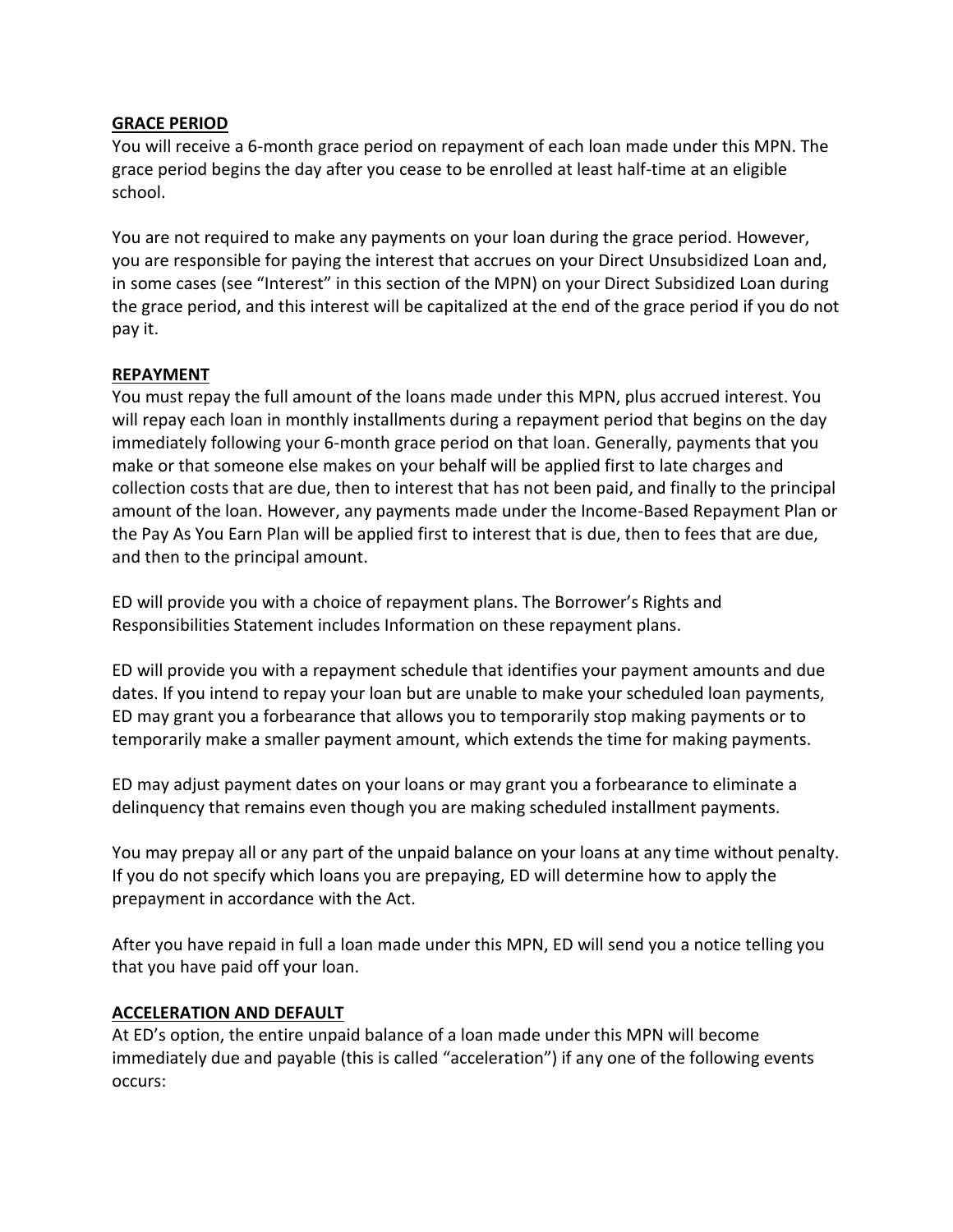## GRACE PERIOD

You will receive a 6-month grace period on repayment of each loan made under this MPN. The grace period begins the day after you cease to be enrolled at least half-time at an eligible school.

You are not required to make any payments on your loan during the grace period. However, you are responsible for paying the interest that accrues on your Direct Unsubsidized Loan and, in some cases (see "Interest" in this section of the MPN) on your Direct Subsidized Loan during the grace period, and this interest will be capitalized at the end of the grace period if you do not pay it.

## REPAYMENT

You must repay the full amount of the loans made under this MPN, plus accrued interest. You will repay each loan in monthly installments during a repayment period that begins on the day immediately following your 6-month grace period on that loan. Generally, payments that you make or that someone else makes on your behalf will be applied first to late charges and collection costs that are due, then to interest that has not been paid, and finally to the principal amount of the loan. However, any payments made under the Income-Based Repayment Plan or the Pay As You Earn Plan will be applied first to interest that is due, then to fees that are due, and then to the principal amount.

ED will provide you with a choice of repayment plans. The Borrower's Rights and Responsibilities Statement includes Information on these repayment plans.

ED will provide you with a repayment schedule that identifies your payment amounts and due dates. If you intend to repay your loan but are unable to make your scheduled loan payments, ED may grant you a forbearance that allows you to temporarily stop making payments or to temporarily make a smaller payment amount, which extends the time for making payments.

ED may adjust payment dates on your loans or may grant you a forbearance to eliminate a delinquency that remains even though you are making scheduled installment payments.

You may prepay all or any part of the unpaid balance on your loans at any time without penalty. If you do not specify which loans you are prepaying, ED will determine how to apply the prepayment in accordance with the Act.

After you have repaid in full a loan made under this MPN, ED will send you a notice telling you that you have paid off your loan.

## ACCELERATION AND DEFAULT

At ED's option, the entire unpaid balance of a loan made under this MPN will become immediately due and payable (this is called "acceleration") if any one of the following events occurs: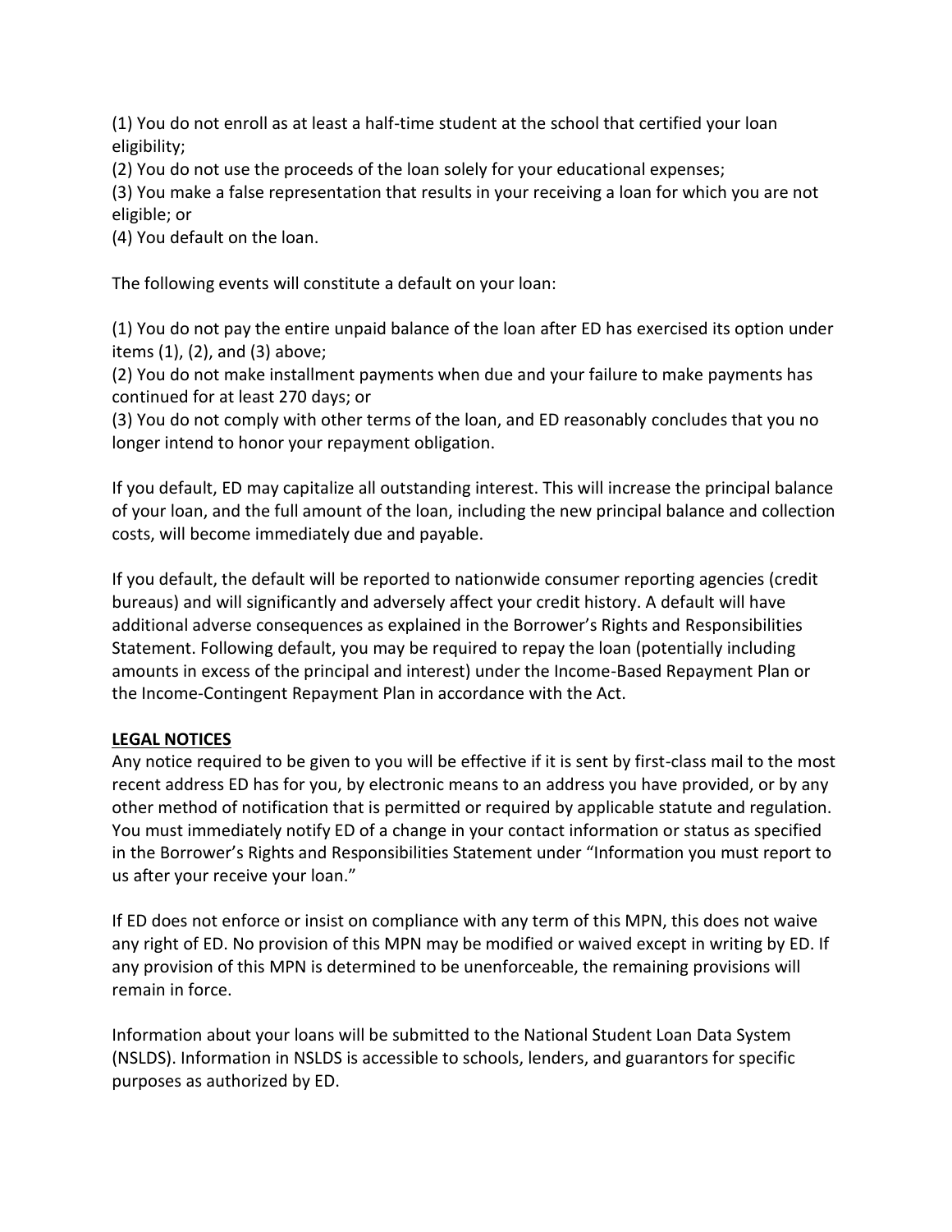(1) You do not enroll as at least a half-time student at the school that certified your loan eligibility;
(2) You do not use the proceeds of the loan solely for your educational expenses;
(3) You make a false representation that results in your receiving a loan for which you are not eligible; or
(4) You default on the loan.

The following events will constitute a default on your loan:

(1) You do not pay the entire unpaid balance of the loan after ED has exercised its option under items (1), (2), and (3) above;
(2) You do not make installment payments when due and your failure to make payments has continued for at least 270 days; or
(3) You do not comply with other terms of the loan, and ED reasonably concludes that you no longer intend to honor your repayment obligation.

If you default, ED may capitalize all outstanding interest. This will increase the principal balance of your loan, and the full amount of the loan, including the new principal balance and collection costs, will become immediately due and payable.

If you default, the default will be reported to nationwide consumer reporting agencies (credit bureaus) and will significantly and adversely affect your credit history. A default will have additional adverse consequences as explained in the Borrower's Rights and Responsibilities Statement. Following default, you may be required to repay the loan (potentially including amounts in excess of the principal and interest) under the Income-Based Repayment Plan or the Income-Contingent Repayment Plan in accordance with the Act.

**LEGAL NOTICES**

Any notice required to be given to you will be effective if it is sent by first-class mail to the most recent address ED has for you, by electronic means to an address you have provided, or by any other method of notification that is permitted or required by applicable statute and regulation. You must immediately notify ED of a change in your contact information or status as specified in the Borrower's Rights and Responsibilities Statement under "Information you must report to us after your receive your loan."

If ED does not enforce or insist on compliance with any term of this MPN, this does not waive any right of ED. No provision of this MPN may be modified or waived except in writing by ED. If any provision of this MPN is determined to be unenforceable, the remaining provisions will remain in force.

Information about your loans will be submitted to the National Student Loan Data System (NSLDS). Information in NSLDS is accessible to schools, lenders, and guarantors for specific purposes as authorized by ED.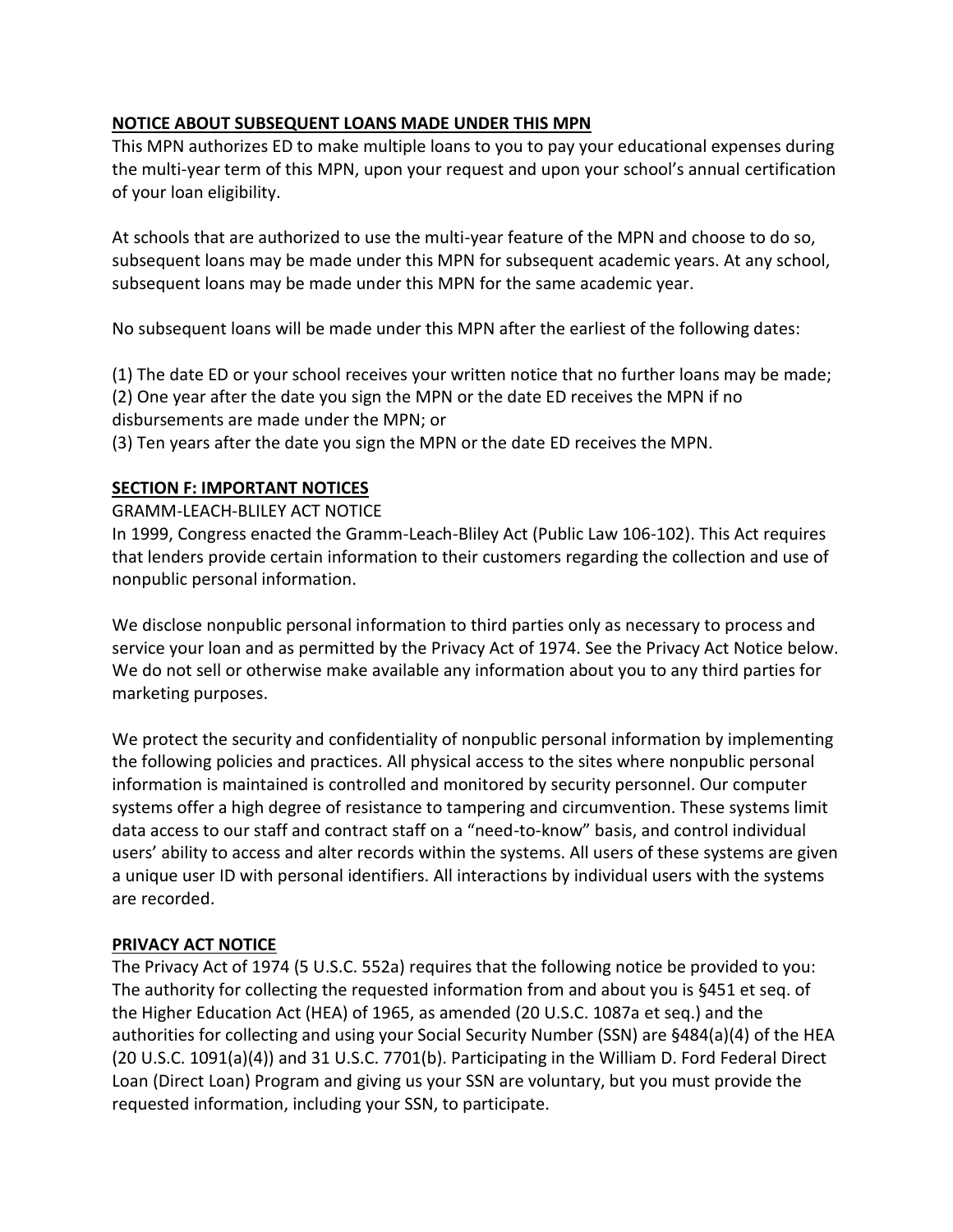## NOTICE ABOUT SUBSEQUENT LOANS MADE UNDER THIS MPN

This MPN authorizes ED to make multiple loans to you to pay your educational expenses during the multi-year term of this MPN, upon your request and upon your school's annual certification of your loan eligibility.

At schools that are authorized to use the multi-year feature of the MPN and choose to do so, subsequent loans may be made under this MPN for subsequent academic years. At any school, subsequent loans may be made under this MPN for the same academic year.

No subsequent loans will be made under this MPN after the earliest of the following dates:

(1) The date ED or your school receives your written notice that no further loans may be made;
(2) One year after the date you sign the MPN or the date ED receives the MPN if no disbursements are made under the MPN; or
(3) Ten years after the date you sign the MPN or the date ED receives the MPN.

## SECTION F: IMPORTANT NOTICES

GRAMM-LEACH-BLILEY ACT NOTICE

In 1999, Congress enacted the Gramm-Leach-Bliley Act (Public Law 106-102). This Act requires that lenders provide certain information to their customers regarding the collection and use of nonpublic personal information.

We disclose nonpublic personal information to third parties only as necessary to process and service your loan and as permitted by the Privacy Act of 1974. See the Privacy Act Notice below. We do not sell or otherwise make available any information about you to any third parties for marketing purposes.

We protect the security and confidentiality of nonpublic personal information by implementing the following policies and practices. All physical access to the sites where nonpublic personal information is maintained is controlled and monitored by security personnel. Our computer systems offer a high degree of resistance to tampering and circumvention. These systems limit data access to our staff and contract staff on a "need-to-know" basis, and control individual users' ability to access and alter records within the systems. All users of these systems are given a unique user ID with personal identifiers. All interactions by individual users with the systems are recorded.

## PRIVACY ACT NOTICE

The Privacy Act of 1974 (5 U.S.C. 552a) requires that the following notice be provided to you: The authority for collecting the requested information from and about you is §451 et seq. of the Higher Education Act (HEA) of 1965, as amended (20 U.S.C. 1087a et seq.) and the authorities for collecting and using your Social Security Number (SSN) are §484(a)(4) of the HEA (20 U.S.C. 1091(a)(4)) and 31 U.S.C. 7701(b). Participating in the William D. Ford Federal Direct Loan (Direct Loan) Program and giving us your SSN are voluntary, but you must provide the requested information, including your SSN, to participate.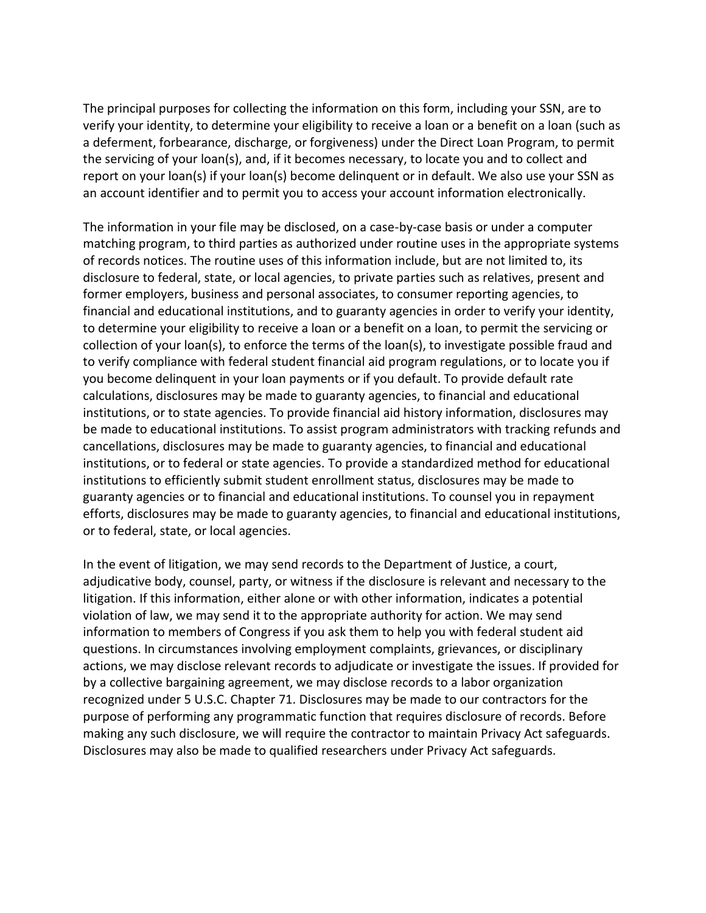The principal purposes for collecting the information on this form, including your SSN, are to verify your identity, to determine your eligibility to receive a loan or a benefit on a loan (such as a deferment, forbearance, discharge, or forgiveness) under the Direct Loan Program, to permit the servicing of your loan(s), and, if it becomes necessary, to locate you and to collect and report on your loan(s) if your loan(s) become delinquent or in default. We also use your SSN as an account identifier and to permit you to access your account information electronically.

The information in your file may be disclosed, on a case-by-case basis or under a computer matching program, to third parties as authorized under routine uses in the appropriate systems of records notices. The routine uses of this information include, but are not limited to, its disclosure to federal, state, or local agencies, to private parties such as relatives, present and former employers, business and personal associates, to consumer reporting agencies, to financial and educational institutions, and to guaranty agencies in order to verify your identity, to determine your eligibility to receive a loan or a benefit on a loan, to permit the servicing or collection of your loan(s), to enforce the terms of the loan(s), to investigate possible fraud and to verify compliance with federal student financial aid program regulations, or to locate you if you become delinquent in your loan payments or if you default. To provide default rate calculations, disclosures may be made to guaranty agencies, to financial and educational institutions, or to state agencies. To provide financial aid history information, disclosures may be made to educational institutions. To assist program administrators with tracking refunds and cancellations, disclosures may be made to guaranty agencies, to financial and educational institutions, or to federal or state agencies. To provide a standardized method for educational institutions to efficiently submit student enrollment status, disclosures may be made to guaranty agencies or to financial and educational institutions. To counsel you in repayment efforts, disclosures may be made to guaranty agencies, to financial and educational institutions, or to federal, state, or local agencies.

In the event of litigation, we may send records to the Department of Justice, a court, adjudicative body, counsel, party, or witness if the disclosure is relevant and necessary to the litigation. If this information, either alone or with other information, indicates a potential violation of law, we may send it to the appropriate authority for action. We may send information to members of Congress if you ask them to help you with federal student aid questions. In circumstances involving employment complaints, grievances, or disciplinary actions, we may disclose relevant records to adjudicate or investigate the issues. If provided for by a collective bargaining agreement, we may disclose records to a labor organization recognized under 5 U.S.C. Chapter 71. Disclosures may be made to our contractors for the purpose of performing any programmatic function that requires disclosure of records. Before making any such disclosure, we will require the contractor to maintain Privacy Act safeguards. Disclosures may also be made to qualified researchers under Privacy Act safeguards.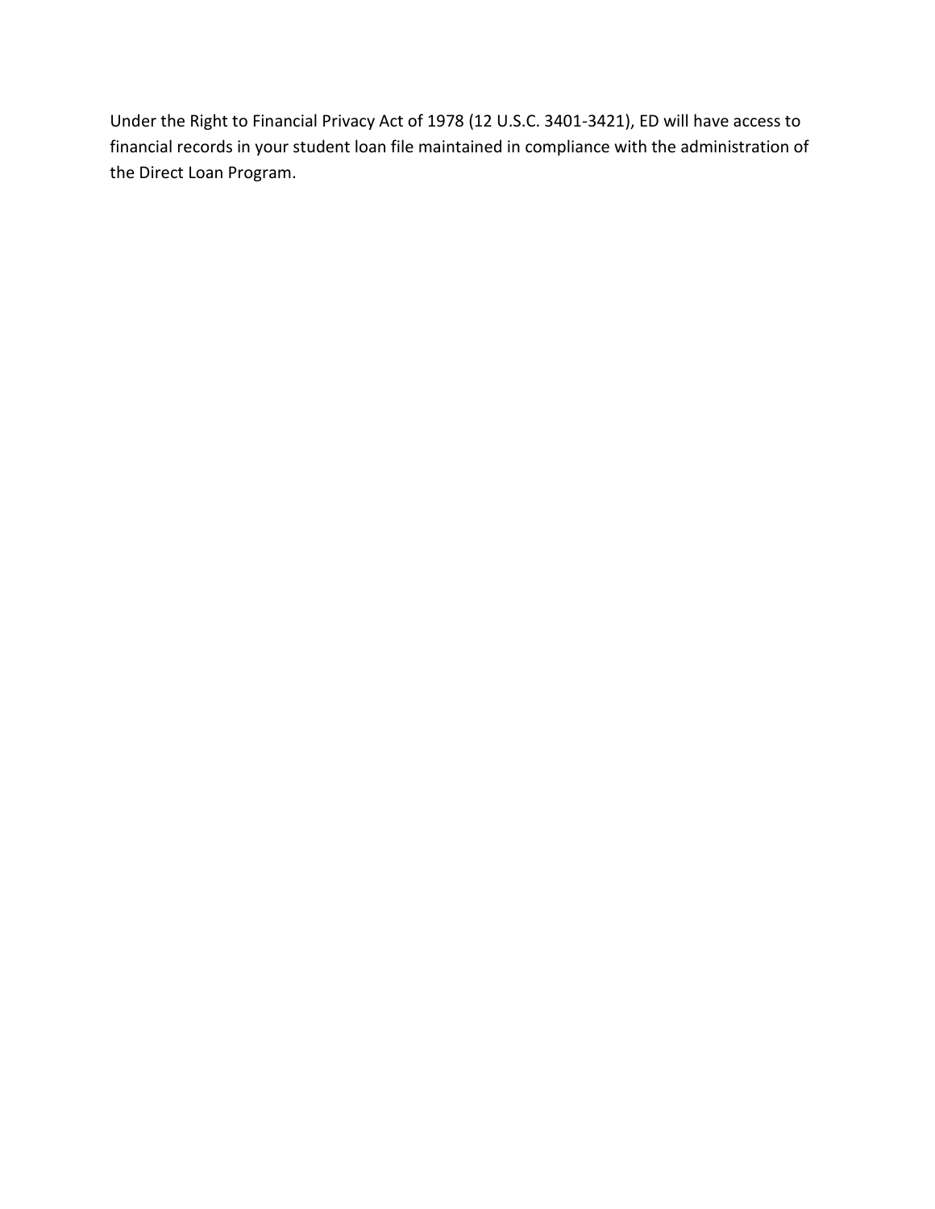Under the Right to Financial Privacy Act of 1978 (12 U.S.C. 3401-3421), ED will have access to financial records in your student loan file maintained in compliance with the administration of the Direct Loan Program.